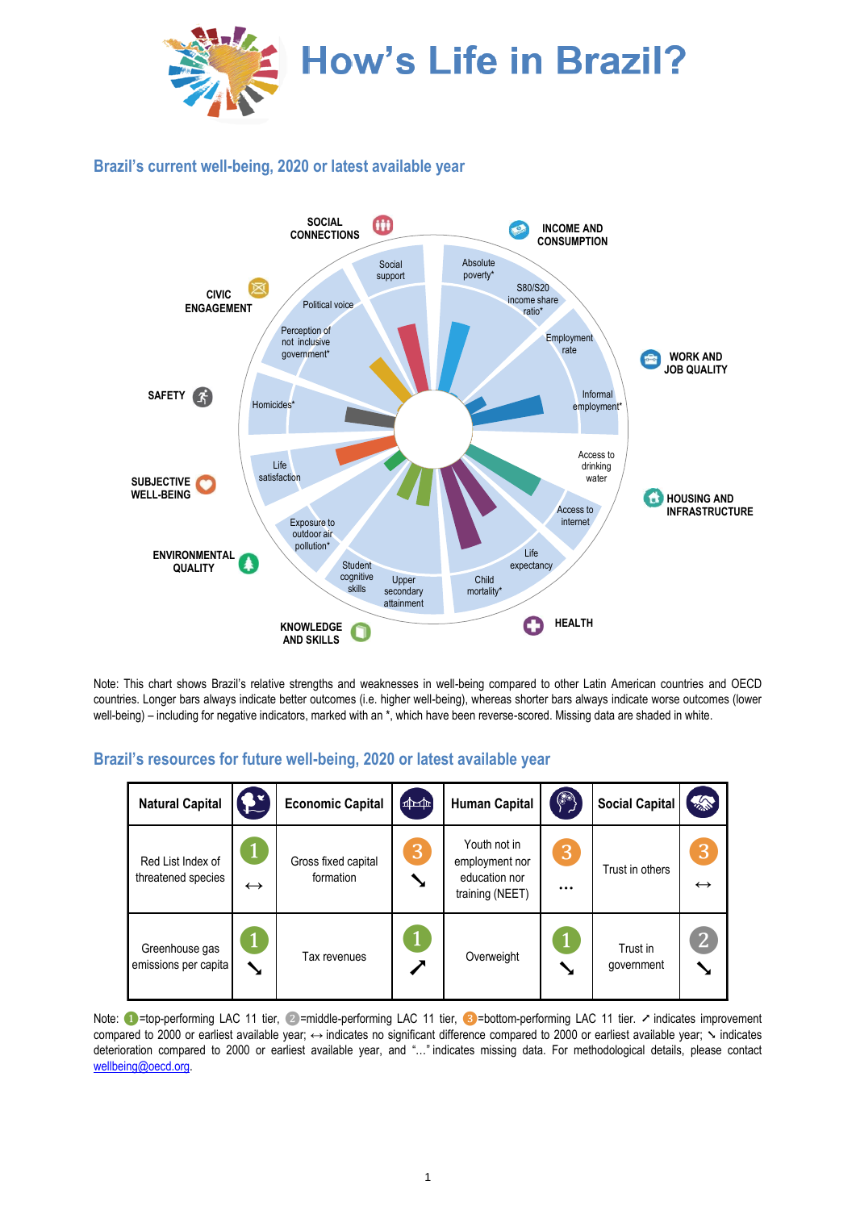# How's Life in Brazil?

## Brazil's current well-being, 2020 or latest available year

SOCIAL CONNECTIONS
INCOME AND CONSUMPTION
CIVIC ENGAGEMENT
WORK AND JOB QUALITY
SAFETY
SUBJECTIVE WELL-BEING
HOUSING AND INFRASTRUCTURE
ENVIRONMENTAL QUALITY
KNOWLEDGE AND SKILLS
HEALTH

Social support
Absolute poverty*
S80/S20 income share ratio*
Employment rate
Informal employment*
Access to drinking water
Access to internet
Life expectancy
Child mortality*
Upper secondary attainment
Student cognitive skills
Exposure to outdoor air pollution*
Life satisfaction
Homicides*
Perception of not inclusive government*
Political voice

Note: This chart shows Brazil's relative strengths and weaknesses in well-being compared to other Latin American countries and OECD countries. Longer bars always indicate better outcomes (i.e. higher well-being), whereas shorter bars always indicate worse outcomes (lower well-being) – including for negative indicators, marked with an *, which have been reverse-scored. Missing data are shaded in white.

## Brazil's resources for future well-being, 2020 or latest available year

| Natural Capital | | Economic Capital | | Human Capital | | Social Capital | |
|---|---|---|---|---|---|---|---|
| Red List Index of threatened species | 1 ↔ | Gross fixed capital formation | 3 ↘ | Youth not in employment nor education nor training (NEET) | 3 … | Trust in others | 3 ↔ |
| Greenhouse gas emissions per capita | 1 ↘ | Tax revenues | 1 ↗ | Overweight | 1 ↘ | Trust in government | 2 ↘ |

Note: 1=top-performing LAC 11 tier, 2=middle-performing LAC 11 tier, 3=bottom-performing LAC 11 tier. ↗ indicates improvement compared to 2000 or earliest available year; ↔ indicates no significant difference compared to 2000 or earliest available year; ↘ indicates deterioration compared to 2000 or earliest available year, and "…" indicates missing data. For methodological details, please contact wellbeing@oecd.org.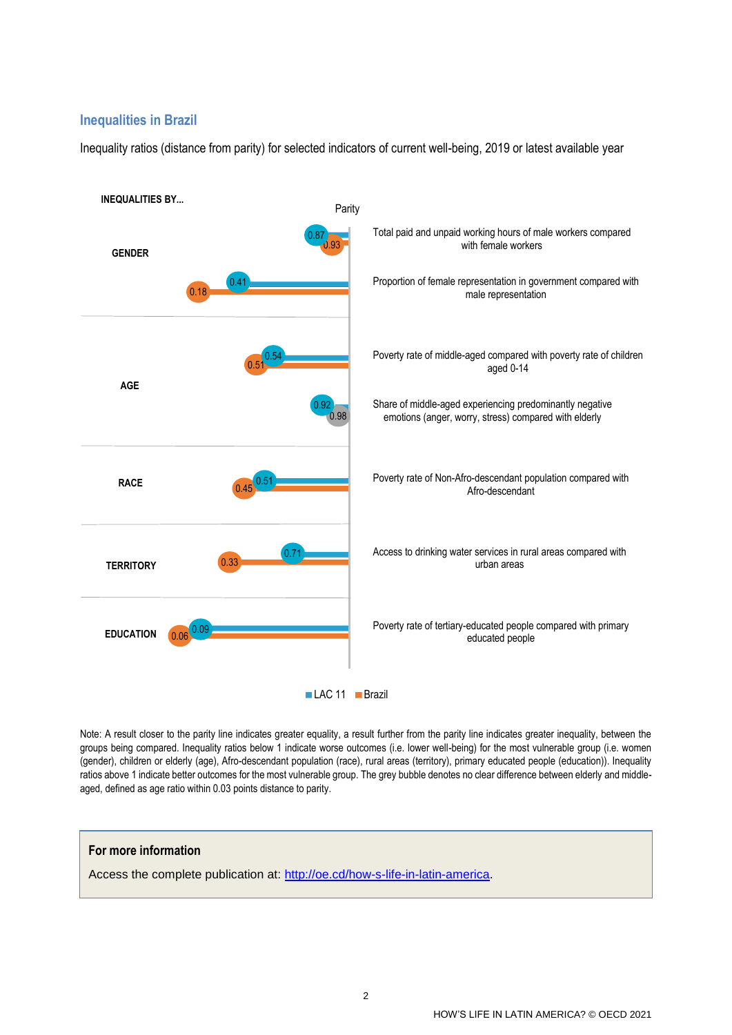## Inequalities in Brazil

Inequality ratios (distance from parity) for selected indicators of current well-being, 2019 or latest available year

INEQUALITIES BY...

Parity

GENDER

0.87
0.93
Total paid and unpaid working hours of male workers compared with female workers

0.41
0.18
Proportion of female representation in government compared with male representation

AGE

0.54
0.51
Poverty rate of middle-aged compared with poverty rate of children aged 0-14

0.92
0.98
Share of middle-aged experiencing predominantly negative emotions (anger, worry, stress) compared with elderly

RACE

0.51
0.45
Poverty rate of Non-Afro-descendant population compared with Afro-descendant

TERRITORY

0.71
0.33
Access to drinking water services in rural areas compared with urban areas

EDUCATION

0.09
0.06
Poverty rate of tertiary-educated people compared with primary educated people

LAC 11 Brazil

Note: A result closer to the parity line indicates greater equality, a result further from the parity line indicates greater inequality, between the groups being compared. Inequality ratios below 1 indicate worse outcomes (i.e. lower well-being) for the most vulnerable group (i.e. women (gender), children or elderly (age), Afro-descendant population (race), rural areas (territory), primary educated people (education)). Inequality ratios above 1 indicate better outcomes for the most vulnerable group. The grey bubble denotes no clear difference between elderly and middle-aged, defined as age ratio within 0.03 points distance to parity.

**For more information**

Access the complete publication at: [http://oe.cd/how-s-life-in-latin-america](http://oe.cd/how-s-life-in-latin-america).